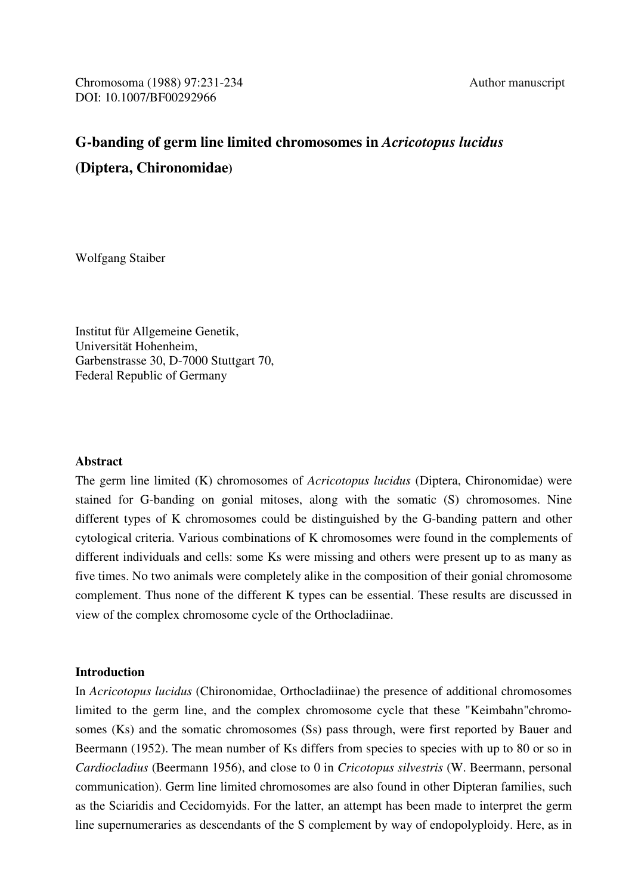Chromosoma (1988) 97:231-234
DOI: 10.1007/BF00292966

Author manuscript

# G-banding of germ line limited chromosomes in *Acricotopus lucidus* (Diptera, Chironomidae)

Wolfgang Staiber

Institut für Allgemeine Genetik,
Universität Hohenheim,
Garbenstrasse 30, D-7000 Stuttgart 70,
Federal Republic of Germany

## Abstract

The germ line limited (K) chromosomes of *Acricotopus lucidus* (Diptera, Chironomidae) were stained for G-banding on gonial mitoses, along with the somatic (S) chromosomes. Nine different types of K chromosomes could be distinguished by the G-banding pattern and other cytological criteria. Various combinations of K chromosomes were found in the complements of different individuals and cells: some Ks were missing and others were present up to as many as five times. No two animals were completely alike in the composition of their gonial chromosome complement. Thus none of the different K types can be essential. These results are discussed in view of the complex chromosome cycle of the Orthocladiinae.

## Introduction

In *Acricotopus lucidus* (Chironomidae, Orthocladiinae) the presence of additional chromosomes limited to the germ line, and the complex chromosome cycle that these "Keimbahn"chromosomes (Ks) and the somatic chromosomes (Ss) pass through, were first reported by Bauer and Beermann (1952). The mean number of Ks differs from species to species with up to 80 or so in *Cardiocladius* (Beermann 1956), and close to 0 in *Cricotopus silvestris* (W. Beermann, personal communication). Germ line limited chromosomes are also found in other Dipteran families, such as the Sciaridis and Cecidomyids. For the latter, an attempt has been made to interpret the germ line supernumeraries as descendants of the S complement by way of endopolyploidy. Here, as in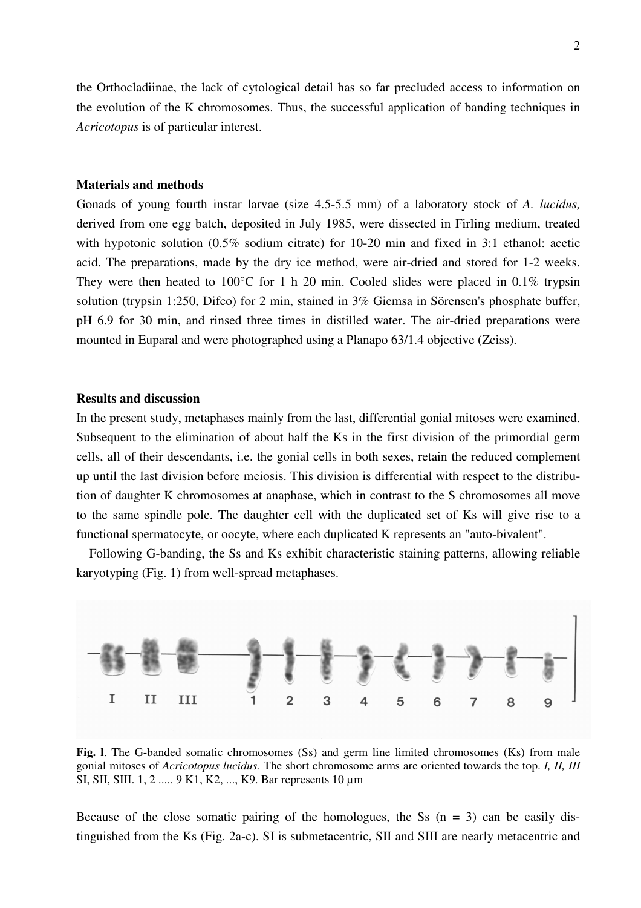the Orthocladiinae, the lack of cytological detail has so far precluded access to information on the evolution of the K chromosomes. Thus, the successful application of banding techniques in *Acricotopus* is of particular interest.

## Materials and methods

Gonads of young fourth instar larvae (size 4.5-5.5 mm) of a laboratory stock of *A. lucidus,* derived from one egg batch, deposited in July 1985, were dissected in Firling medium, treated with hypotonic solution (0.5% sodium citrate) for 10-20 min and fixed in 3:1 ethanol: acetic acid. The preparations, made by the dry ice method, were air-dried and stored for 1-2 weeks. They were then heated to 100°C for 1 h 20 min. Cooled slides were placed in 0.1% trypsin solution (trypsin 1:250, Difco) for 2 min, stained in 3% Giemsa in Sörensen's phosphate buffer, pH 6.9 for 30 min, and rinsed three times in distilled water. The air-dried preparations were mounted in Euparal and were photographed using a Planapo 63/1.4 objective (Zeiss).

## Results and discussion

In the present study, metaphases mainly from the last, differential gonial mitoses were examined. Subsequent to the elimination of about half the Ks in the first division of the primordial germ cells, all of their descendants, i.e. the gonial cells in both sexes, retain the reduced complement up until the last division before meiosis. This division is differential with respect to the distribution of daughter K chromosomes at anaphase, which in contrast to the S chromosomes all move to the same spindle pole. The daughter cell with the duplicated set of Ks will give rise to a functional spermatocyte, or oocyte, where each duplicated K represents an "auto-bivalent".

Following G-banding, the Ss and Ks exhibit characteristic staining patterns, allowing reliable karyotyping (Fig. 1) from well-spread metaphases.

**Fig. 1**. The G-banded somatic chromosomes (Ss) and germ line limited chromosomes (Ks) from male gonial mitoses of *Acricotopus lucidus.* The short chromosome arms are oriented towards the top. *I, II, III* SI, SII, SIII. 1, 2 ..... 9 K1, K2, ..., K9. Bar represents 10 µm

Because of the close somatic pairing of the homologues, the Ss (n = 3) can be easily distinguished from the Ks (Fig. 2a-c). SI is submetacentric, SII and SIII are nearly metacentric and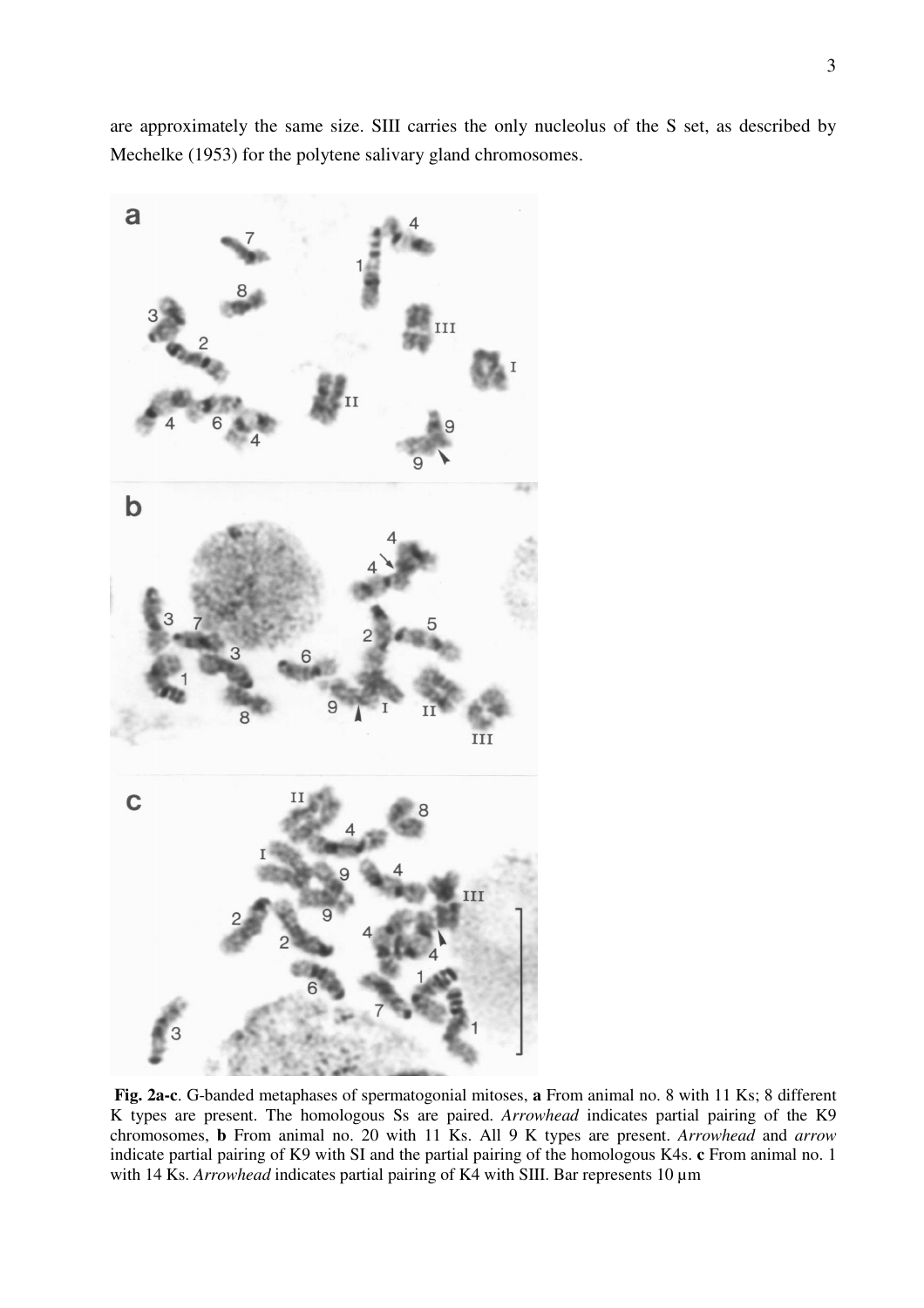are approximately the same size. SIII carries the only nucleolus of the S set, as described by Mechelke (1953) for the polytene salivary gland chromosomes.

**Fig. 2a-c**. G-banded metaphases of spermatogonial mitoses, **a** From animal no. 8 with 11 Ks; 8 different K types are present. The homologous Ss are paired. *Arrowhead* indicates partial pairing of the K9 chromosomes, **b** From animal no. 20 with 11 Ks. All 9 K types are present. *Arrowhead* and *arrow* indicate partial pairing of K9 with SI and the partial pairing of the homologous K4s. **c** From animal no. 1 with 14 Ks. *Arrowhead* indicates partial pairing of K4 with SIII. Bar represents 10 µm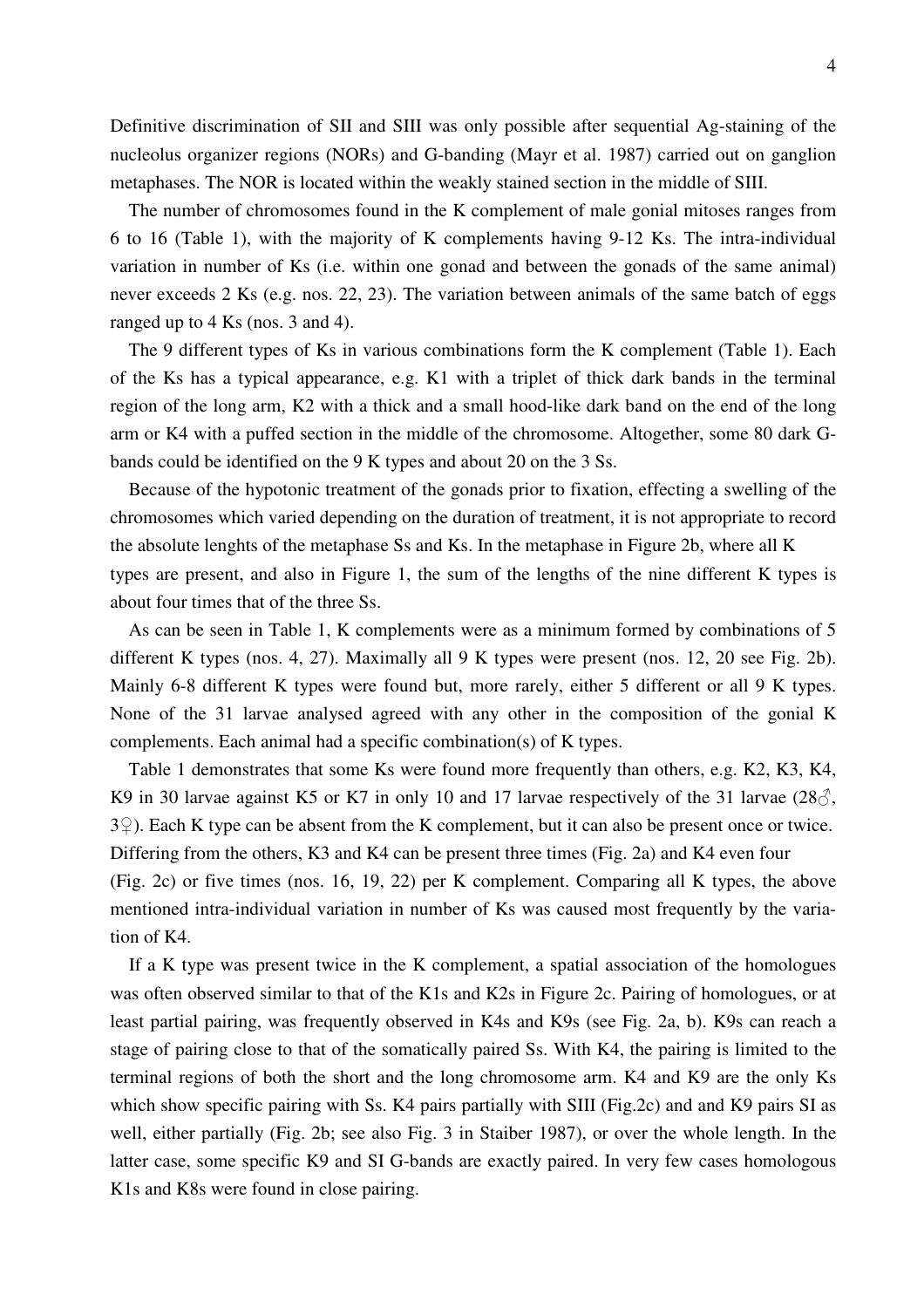Definitive discrimination of SII and SIII was only possible after sequential Ag-staining of the nucleolus organizer regions (NORs) and G-banding (Mayr et al. 1987) carried out on ganglion metaphases. The NOR is located within the weakly stained section in the middle of SIII.

The number of chromosomes found in the K complement of male gonial mitoses ranges from 6 to 16 (Table 1), with the majority of K complements having 9-12 Ks. The intra-individual variation in number of Ks (i.e. within one gonad and between the gonads of the same animal) never exceeds 2 Ks (e.g. nos. 22, 23). The variation between animals of the same batch of eggs ranged up to 4 Ks (nos. 3 and 4).

The 9 different types of Ks in various combinations form the K complement (Table 1). Each of the Ks has a typical appearance, e.g. K1 with a triplet of thick dark bands in the terminal region of the long arm, K2 with a thick and a small hood-like dark band on the end of the long arm or K4 with a puffed section in the middle of the chromosome. Altogether, some 80 dark G-bands could be identified on the 9 K types and about 20 on the 3 Ss.

Because of the hypotonic treatment of the gonads prior to fixation, effecting a swelling of the chromosomes which varied depending on the duration of treatment, it is not appropriate to record the absolute lenghts of the metaphase Ss and Ks. In the metaphase in Figure 2b, where all K types are present, and also in Figure 1, the sum of the lengths of the nine different K types is about four times that of the three Ss.

As can be seen in Table 1, K complements were as a minimum formed by combinations of 5 different K types (nos. 4, 27). Maximally all 9 K types were present (nos. 12, 20 see Fig. 2b). Mainly 6-8 different K types were found but, more rarely, either 5 different or all 9 K types. None of the 31 larvae analysed agreed with any other in the composition of the gonial K complements. Each animal had a specific combination(s) of K types.

Table 1 demonstrates that some Ks were found more frequently than others, e.g. K2, K3, K4, K9 in 30 larvae against K5 or K7 in only 10 and 17 larvae respectively of the 31 larvae (28♂, 3♀). Each K type can be absent from the K complement, but it can also be present once or twice. Differing from the others, K3 and K4 can be present three times (Fig. 2a) and K4 even four (Fig. 2c) or five times (nos. 16, 19, 22) per K complement. Comparing all K types, the above mentioned intra-individual variation in number of Ks was caused most frequently by the variation of K4.

If a K type was present twice in the K complement, a spatial association of the homologues was often observed similar to that of the K1s and K2s in Figure 2c. Pairing of homologues, or at least partial pairing, was frequently observed in K4s and K9s (see Fig. 2a, b). K9s can reach a stage of pairing close to that of the somatically paired Ss. With K4, the pairing is limited to the terminal regions of both the short and the long chromosome arm. K4 and K9 are the only Ks which show specific pairing with Ss. K4 pairs partially with SIII (Fig.2c) and and K9 pairs SI as well, either partially (Fig. 2b; see also Fig. 3 in Staiber 1987), or over the whole length. In the latter case, some specific K9 and SI G-bands are exactly paired. In very few cases homologous K1s and K8s were found in close pairing.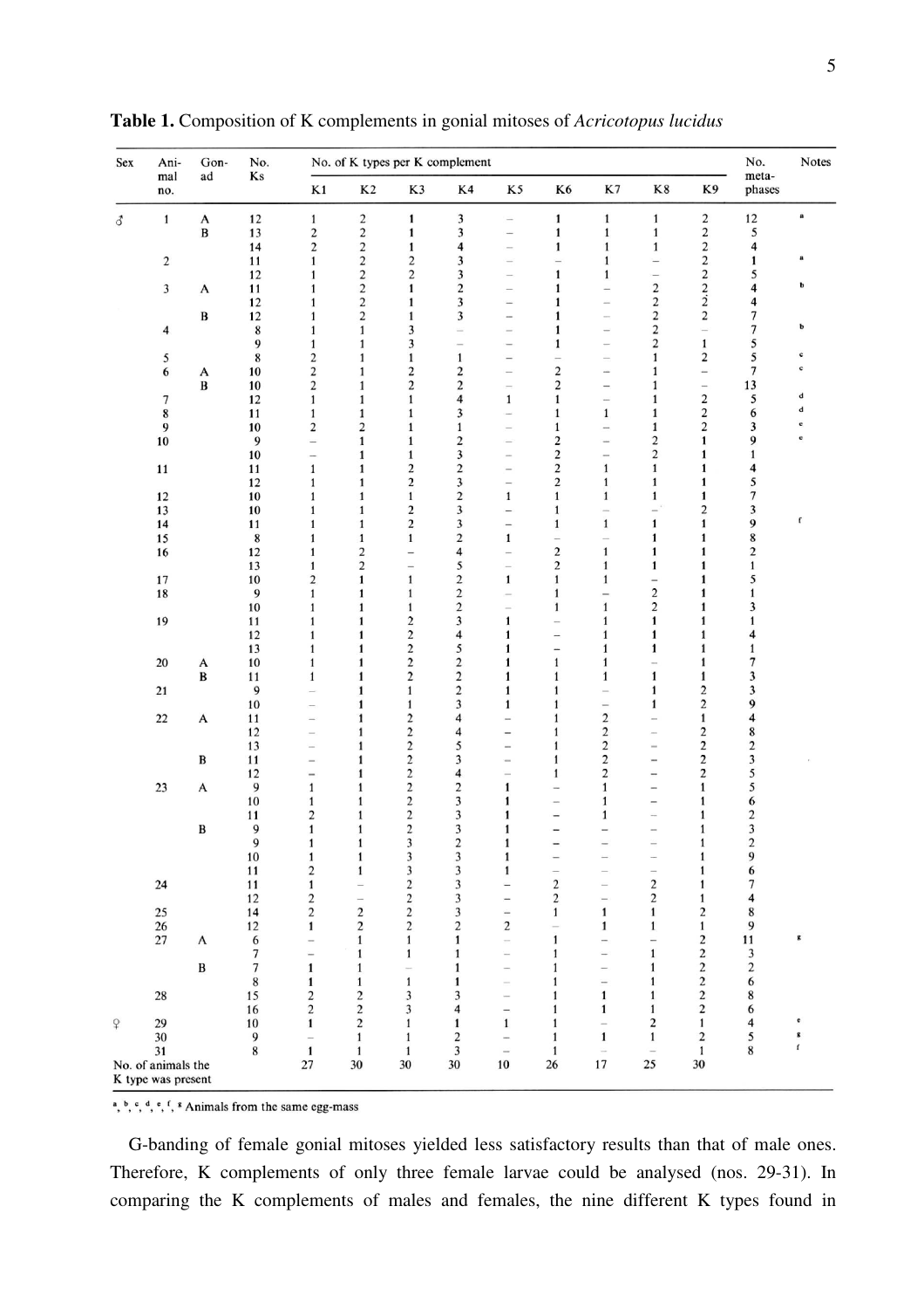**Table 1.** Composition of K complements in gonial mitoses of *Acricotopus lucidus*

| Sex | Animal no. | Gonad | No. Ks | No. of K types per K complement | | | | | | | | | No. metaphases | Notes |
|---|---|---|---|---|---|---|---|---|---|---|---|---|---|---|
| | | | | K1 | K2 | K3 | K4 | K5 | K6 | K7 | K8 | K9 | | |
| ♂ | 1 | A | 12 | 1 | 2 | 1 | 3 | – | 1 | 1 | 1 | 2 | 12 | a |
| | | B | 13 | 2 | 2 | 1 | 3 | – | 1 | 1 | 1 | 2 | 5 | |
| | | | 14 | 2 | 2 | 1 | 4 | – | 1 | 1 | 1 | 2 | 4 | |
| | 2 | | 11 | 1 | 2 | 2 | 3 | – | – | 1 | – | 2 | 1 | a |
| | | | 12 | 1 | 2 | 2 | 3 | – | 1 | 1 | – | 2 | 5 | |
| | 3 | A | 11 | 1 | 2 | 1 | 2 | – | 1 | – | 2 | 2 | 4 | b |
| | | | 12 | 1 | 2 | 1 | 3 | – | 1 | – | 2 | 2 | 4 | |
| | | B | 12 | 1 | 2 | 1 | 3 | – | 1 | – | 2 | 2 | 7 | |
| | 4 | | 8 | 1 | 1 | 3 | – | – | 1 | – | 2 | – | 7 | b |
| | | | 9 | 1 | 1 | 3 | – | – | 1 | – | 2 | 1 | 5 | |
| | 5 | | 8 | 2 | 1 | 1 | 1 | – | – | – | 1 | 2 | 5 | c |
| | 6 | A | 10 | 2 | 1 | 2 | 2 | – | 2 | – | 1 | – | 7 | c |
| | | B | 10 | 2 | 1 | 2 | 2 | – | 2 | – | 1 | – | 13 | |
| | 7 | | 12 | 1 | 1 | 1 | 4 | 1 | 1 | – | 1 | 2 | 5 | d |
| | 8 | | 11 | 1 | 1 | 1 | 3 | – | 1 | 1 | 1 | 2 | 6 | d |
| | 9 | | 10 | 2 | 2 | 1 | 1 | – | 1 | – | 1 | 2 | 3 | e |
| | 10 | | 9 | – | 1 | 1 | 2 | – | 2 | – | 2 | 1 | 9 | e |
| | | | 10 | – | 1 | 1 | 3 | – | 2 | – | 2 | 1 | 1 | |
| | 11 | | 11 | 1 | 1 | 2 | 2 | – | 2 | 1 | 1 | 1 | 4 | |
| | | | 12 | 1 | 1 | 2 | 3 | – | 2 | 1 | 1 | 1 | 5 | |
| | 12 | | 10 | 1 | 1 | 1 | 2 | 1 | 1 | 1 | 1 | 1 | 7 | |
| | 13 | | 10 | 1 | 1 | 2 | 3 | – | 1 | – | – | 2 | 3 | |
| | 14 | | 11 | 1 | 1 | 2 | 3 | – | 1 | 1 | 1 | 1 | 9 | f |
| | 15 | | 8 | 1 | 1 | 1 | 2 | 1 | – | – | 1 | 1 | 8 | |
| | 16 | | 12 | 1 | 2 | – | 4 | – | 2 | 1 | 1 | 1 | 2 | |
| | | | 13 | 1 | 2 | – | 5 | – | 2 | 1 | 1 | 1 | 1 | |
| | 17 | | 10 | 2 | 1 | 1 | 2 | 1 | 1 | 1 | – | 1 | 5 | |
| | 18 | | 9 | 1 | 1 | 1 | 2 | – | 1 | – | 2 | 1 | 1 | |
| | | | 10 | 1 | 1 | 1 | 2 | – | 1 | 1 | 2 | 1 | 3 | |
| | 19 | | 11 | 1 | 1 | 2 | 3 | 1 | – | 1 | 1 | 1 | 1 | |
| | | | 12 | 1 | 1 | 2 | 4 | 1 | – | 1 | 1 | 1 | 4 | |
| | | | 13 | 1 | 1 | 2 | 5 | 1 | – | 1 | 1 | 1 | 1 | |
| | 20 | A | 10 | 1 | 1 | 2 | 2 | 1 | 1 | 1 | – | 1 | 7 | |
| | | B | 11 | 1 | 1 | 2 | 2 | 1 | 1 | 1 | 1 | 1 | 3 | |
| | 21 | | 9 | – | 1 | 1 | 2 | 1 | 1 | – | 1 | 2 | 3 | |
| | | | 10 | – | 1 | 1 | 3 | 1 | 1 | – | 1 | 2 | 9 | |
| | 22 | A | 11 | – | 1 | 2 | 4 | – | 1 | 2 | – | 1 | 4 | |
| | | | 12 | – | 1 | 2 | 4 | – | 1 | 2 | – | 2 | 8 | |
| | | | 13 | – | 1 | 2 | 5 | – | 1 | 2 | – | 2 | 2 | |
| | | B | 11 | – | 1 | 2 | 3 | – | 1 | 2 | – | 2 | 3 | |
| | | | 12 | – | 1 | 2 | 4 | – | 1 | 2 | – | 2 | 5 | |
| | 23 | A | 9 | 1 | 1 | 2 | 2 | 1 | – | 1 | – | 1 | 5 | |
| | | | 10 | 1 | 1 | 2 | 3 | 1 | – | 1 | – | 1 | 6 | |
| | | | 11 | 2 | 1 | 2 | 3 | 1 | – | 1 | – | 1 | 2 | |
| | | B | 9 | 1 | 1 | 2 | 3 | 1 | – | – | – | 1 | 3 | |
| | | | 9 | 1 | 1 | 3 | 2 | 1 | – | – | – | 1 | 2 | |
| | | | 10 | 1 | 1 | 3 | 3 | 1 | – | – | – | 1 | 9 | |
| | | | 11 | 2 | 1 | 3 | 3 | 1 | – | – | – | 1 | 6 | |
| | 24 | | 11 | 1 | – | 2 | 3 | – | 2 | – | 2 | 1 | 7 | |
| | | | 12 | 2 | – | 2 | 3 | – | 2 | – | 2 | 1 | 4 | |
| | 25 | | 14 | 2 | 2 | 2 | 3 | – | 1 | 1 | 1 | 2 | 8 | |
| | 26 | | 12 | 1 | 2 | 2 | 2 | 2 | – | 1 | 1 | 1 | 9 | |
| | 27 | A | 6 | – | 1 | 1 | 1 | – | 1 | – | – | 2 | 11 | g |
| | | | 7 | – | 1 | 1 | 1 | – | 1 | – | 1 | 2 | 3 | |
| | | B | 7 | 1 | 1 | – | 1 | – | 1 | – | 1 | 2 | 2 | |
| | | | 8 | 1 | 1 | 1 | 1 | – | 1 | – | 1 | 2 | 6 | |
| | 28 | | 15 | 2 | 2 | 3 | 3 | – | 1 | 1 | 1 | 2 | 8 | |
| | | | 16 | 2 | 2 | 3 | 4 | – | 1 | 1 | 1 | 2 | 6 | |
| ♀ | 29 | | 10 | 1 | 2 | 1 | 1 | 1 | 1 | – | 2 | 1 | 4 | e |
| | 30 | | 9 | – | 1 | 1 | 2 | – | 1 | 1 | 1 | 2 | 5 | g |
| | 31 | | 8 | 1 | 1 | 1 | 3 | – | 1 | – | – | 1 | 8 | f |
| No. of animals the K type was present | | | | 27 | 30 | 30 | 30 | 10 | 26 | 17 | 25 | 30 | | |

a, b, c, d, e, f, g Animals from the same egg-mass

G-banding of female gonial mitoses yielded less satisfactory results than that of male ones. Therefore, K complements of only three female larvae could be analysed (nos. 29-31). In comparing the K complements of males and females, the nine different K types found in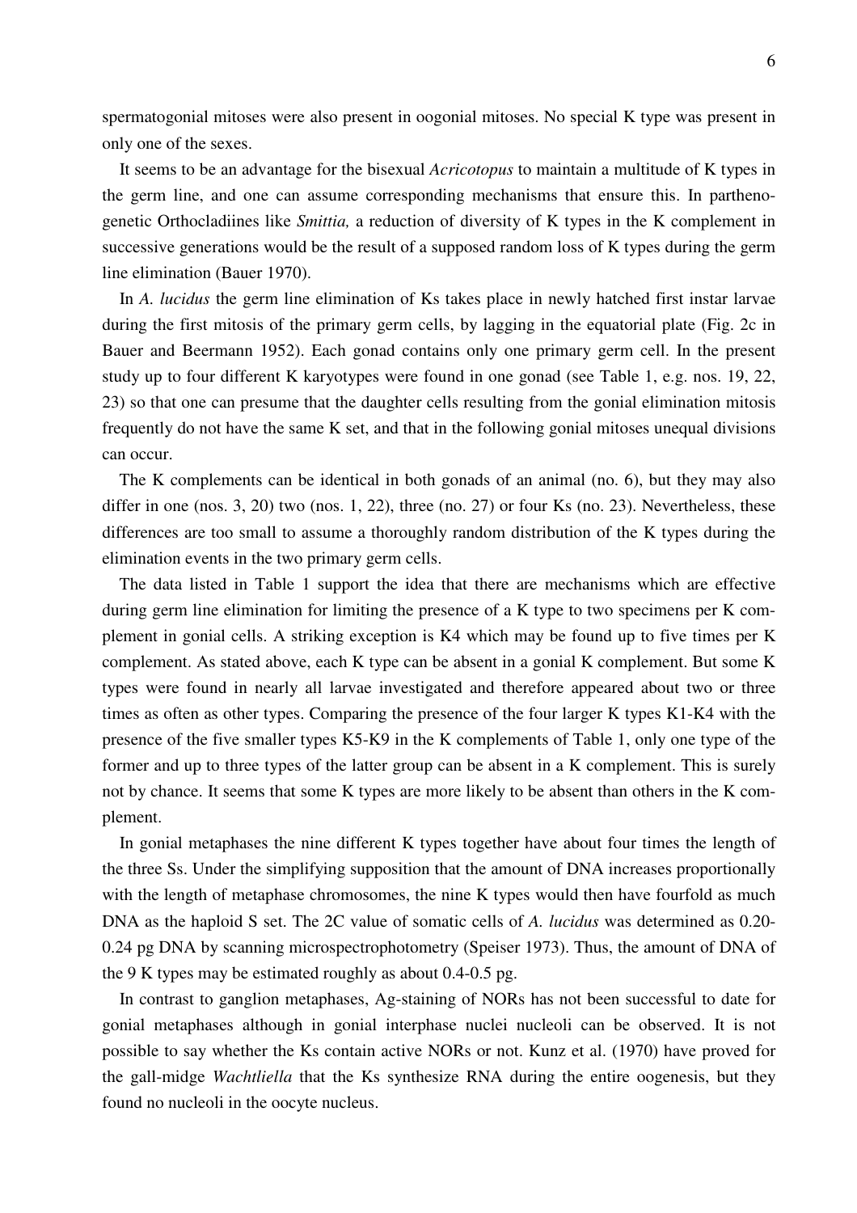spermatogonial mitoses were also present in oogonial mitoses. No special K type was present in only one of the sexes.

It seems to be an advantage for the bisexual *Acricotopus* to maintain a multitude of K types in the germ line, and one can assume corresponding mechanisms that ensure this. In parthenogenetic Orthocladiines like *Smittia,* a reduction of diversity of K types in the K complement in successive generations would be the result of a supposed random loss of K types during the germ line elimination (Bauer 1970).

In *A. lucidus* the germ line elimination of Ks takes place in newly hatched first instar larvae during the first mitosis of the primary germ cells, by lagging in the equatorial plate (Fig. 2c in Bauer and Beermann 1952). Each gonad contains only one primary germ cell. In the present study up to four different K karyotypes were found in one gonad (see Table 1, e.g. nos. 19, 22, 23) so that one can presume that the daughter cells resulting from the gonial elimination mitosis frequently do not have the same K set, and that in the following gonial mitoses unequal divisions can occur.

The K complements can be identical in both gonads of an animal (no. 6), but they may also differ in one (nos. 3, 20) two (nos. 1, 22), three (no. 27) or four Ks (no. 23). Nevertheless, these differences are too small to assume a thoroughly random distribution of the K types during the elimination events in the two primary germ cells.

The data listed in Table 1 support the idea that there are mechanisms which are effective during germ line elimination for limiting the presence of a K type to two specimens per K complement in gonial cells. A striking exception is K4 which may be found up to five times per K complement. As stated above, each K type can be absent in a gonial K complement. But some K types were found in nearly all larvae investigated and therefore appeared about two or three times as often as other types. Comparing the presence of the four larger K types K1-K4 with the presence of the five smaller types K5-K9 in the K complements of Table 1, only one type of the former and up to three types of the latter group can be absent in a K complement. This is surely not by chance. It seems that some K types are more likely to be absent than others in the K complement.

In gonial metaphases the nine different K types together have about four times the length of the three Ss. Under the simplifying supposition that the amount of DNA increases proportionally with the length of metaphase chromosomes, the nine K types would then have fourfold as much DNA as the haploid S set. The 2C value of somatic cells of *A. lucidus* was determined as 0.20-0.24 pg DNA by scanning microspectrophotometry (Speiser 1973). Thus, the amount of DNA of the 9 K types may be estimated roughly as about 0.4-0.5 pg.

In contrast to ganglion metaphases, Ag-staining of NORs has not been successful to date for gonial metaphases although in gonial interphase nuclei nucleoli can be observed. It is not possible to say whether the Ks contain active NORs or not. Kunz et al. (1970) have proved for the gall-midge *Wachtliella* that the Ks synthesize RNA during the entire oogenesis, but they found no nucleoli in the oocyte nucleus.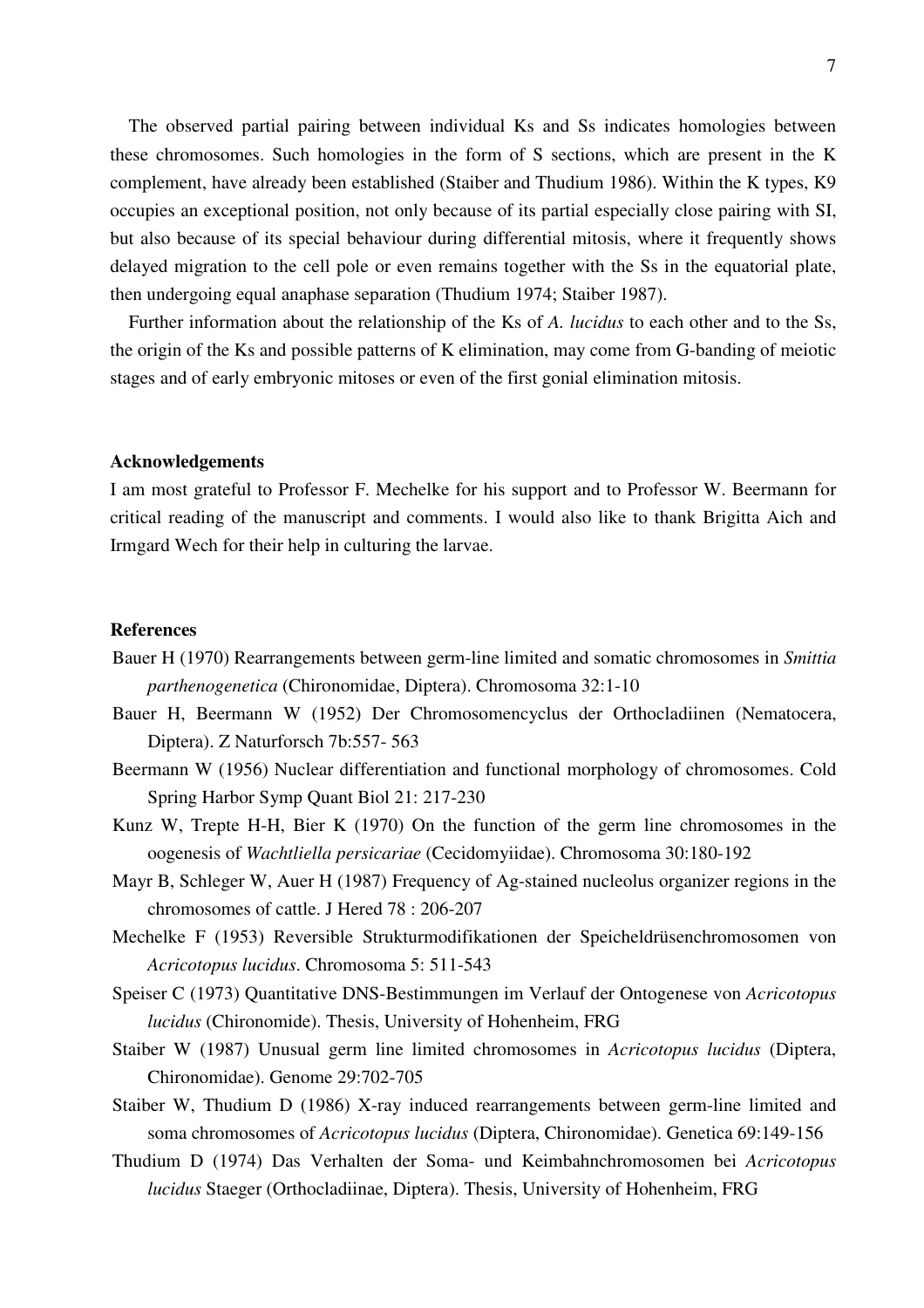The observed partial pairing between individual Ks and Ss indicates homologies between these chromosomes. Such homologies in the form of S sections, which are present in the K complement, have already been established (Staiber and Thudium 1986). Within the K types, K9 occupies an exceptional position, not only because of its partial especially close pairing with SI, but also because of its special behaviour during differential mitosis, where it frequently shows delayed migration to the cell pole or even remains together with the Ss in the equatorial plate, then undergoing equal anaphase separation (Thudium 1974; Staiber 1987).

Further information about the relationship of the Ks of *A. lucidus* to each other and to the Ss, the origin of the Ks and possible patterns of K elimination, may come from G-banding of meiotic stages and of early embryonic mitoses or even of the first gonial elimination mitosis.

#### Acknowledgements

I am most grateful to Professor F. Mechelke for his support and to Professor W. Beermann for critical reading of the manuscript and comments. I would also like to thank Brigitta Aich and Irmgard Wech for their help in culturing the larvae.

#### References

Bauer H (1970) Rearrangements between germ-line limited and somatic chromosomes in *Smittia parthenogenetica* (Chironomidae, Diptera). Chromosoma 32:1-10

Bauer H, Beermann W (1952) Der Chromosomencyclus der Orthocladiinen (Nematocera, Diptera). Z Naturforsch 7b:557- 563

Beermann W (1956) Nuclear differentiation and functional morphology of chromosomes. Cold Spring Harbor Symp Quant Biol 21: 217-230

Kunz W, Trepte H-H, Bier K (1970) On the function of the germ line chromosomes in the oogenesis of *Wachtliella persicariae* (Cecidomyiidae). Chromosoma 30:180-192

Mayr B, Schleger W, Auer H (1987) Frequency of Ag-stained nucleolus organizer regions in the chromosomes of cattle. J Hered 78 : 206-207

Mechelke F (1953) Reversible Strukturmodifikationen der Speicheldrüsenchromosomen von *Acricotopus lucidus*. Chromosoma 5: 511-543

Speiser C (1973) Quantitative DNS-Bestimmungen im Verlauf der Ontogenese von *Acricotopus lucidus* (Chironomide). Thesis, University of Hohenheim, FRG

Staiber W (1987) Unusual germ line limited chromosomes in *Acricotopus lucidus* (Diptera, Chironomidae). Genome 29:702-705

Staiber W, Thudium D (1986) X-ray induced rearrangements between germ-line limited and soma chromosomes of *Acricotopus lucidus* (Diptera, Chironomidae). Genetica 69:149-156

Thudium D (1974) Das Verhalten der Soma- und Keimbahnchromosomen bei *Acricotopus lucidus* Staeger (Orthocladiinae, Diptera). Thesis, University of Hohenheim, FRG